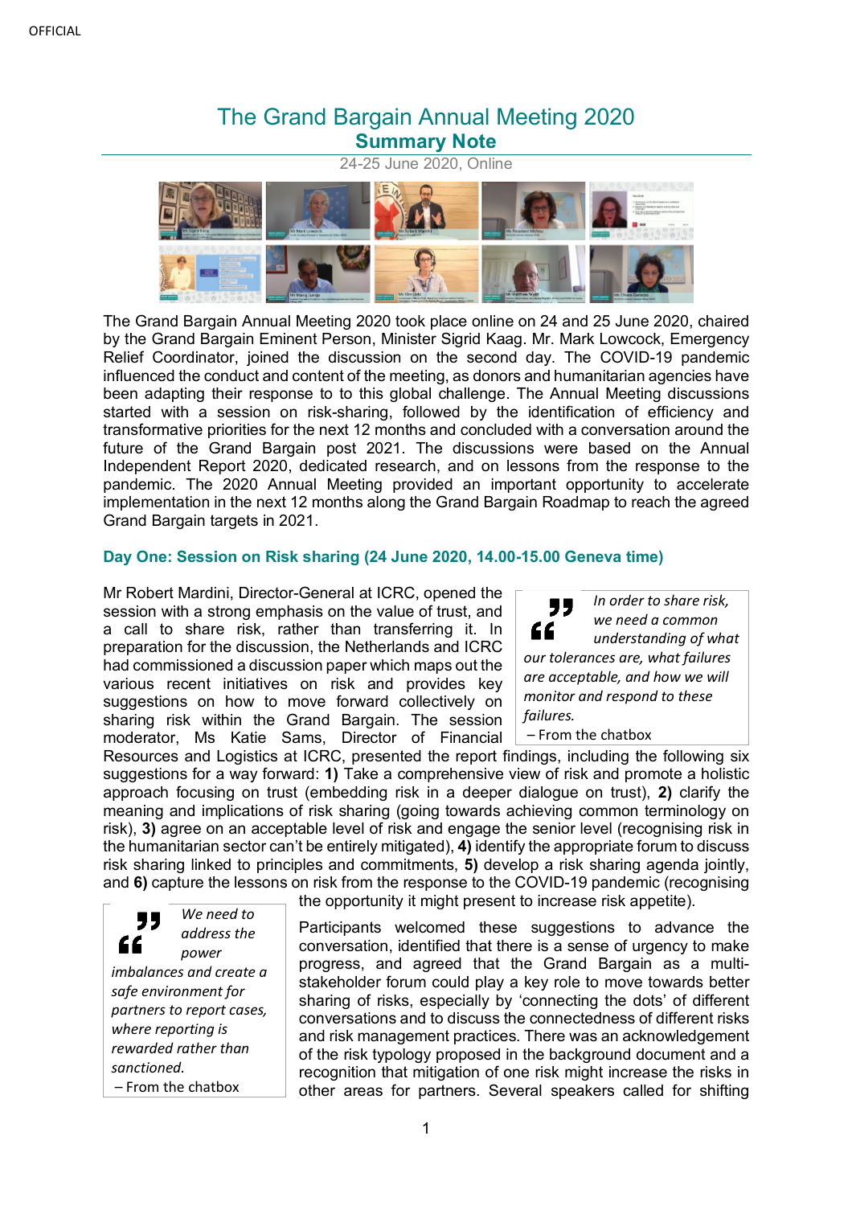OFFICIAL

# The Grand Bargain Annual Meeting 2020

## Summary Note

24-25 June 2020, Online

The Grand Bargain Annual Meeting 2020 took place online on 24 and 25 June 2020, chaired by the Grand Bargain Eminent Person, Minister Sigrid Kaag. Mr. Mark Lowcock, Emergency Relief Coordinator, joined the discussion on the second day. The COVID-19 pandemic influenced the conduct and content of the meeting, as donors and humanitarian agencies have been adapting their response to to this global challenge. The Annual Meeting discussions started with a session on risk-sharing, followed by the identification of efficiency and transformative priorities for the next 12 months and concluded with a conversation around the future of the Grand Bargain post 2021. The discussions were based on the Annual Independent Report 2020, dedicated research, and on lessons from the response to the pandemic. The 2020 Annual Meeting provided an important opportunity to accelerate implementation in the next 12 months along the Grand Bargain Roadmap to reach the agreed Grand Bargain targets in 2021.

### Day One: Session on Risk sharing (24 June 2020, 14.00-15.00 Geneva time)

> *In order to share risk, we need a common understanding of what our tolerances are, what failures are acceptable, and how we will monitor and respond to these failures.*
> – From the chatbox

Mr Robert Mardini, Director-General at ICRC, opened the session with a strong emphasis on the value of trust, and a call to share risk, rather than transferring it. In preparation for the discussion, the Netherlands and ICRC had commissioned a discussion paper which maps out the various recent initiatives on risk and provides key suggestions on how to move forward collectively on sharing risk within the Grand Bargain. The session moderator, Ms Katie Sams, Director of Financial Resources and Logistics at ICRC, presented the report findings, including the following six suggestions for a way forward: **1)** Take a comprehensive view of risk and promote a holistic approach focusing on trust (embedding risk in a deeper dialogue on trust), **2)** clarify the meaning and implications of risk sharing (going towards achieving common terminology on risk), **3)** agree on an acceptable level of risk and engage the senior level (recognising risk in the humanitarian sector can't be entirely mitigated), **4)** identify the appropriate forum to discuss risk sharing linked to principles and commitments, **5)** develop a risk sharing agenda jointly, and **6)** capture the lessons on risk from the response to the COVID-19 pandemic (recognising the opportunity it might present to increase risk appetite).

> *We need to address the power imbalances and create a safe environment for partners to report cases, where reporting is rewarded rather than sanctioned.*
> – From the chatbox

Participants welcomed these suggestions to advance the conversation, identified that there is a sense of urgency to make progress, and agreed that the Grand Bargain as a multi-stakeholder forum could play a key role to move towards better sharing of risks, especially by 'connecting the dots' of different conversations and to discuss the connectedness of different risks and risk management practices. There was an acknowledgement of the risk typology proposed in the background document and a recognition that mitigation of one risk might increase the risks in other areas for partners. Several speakers called for shifting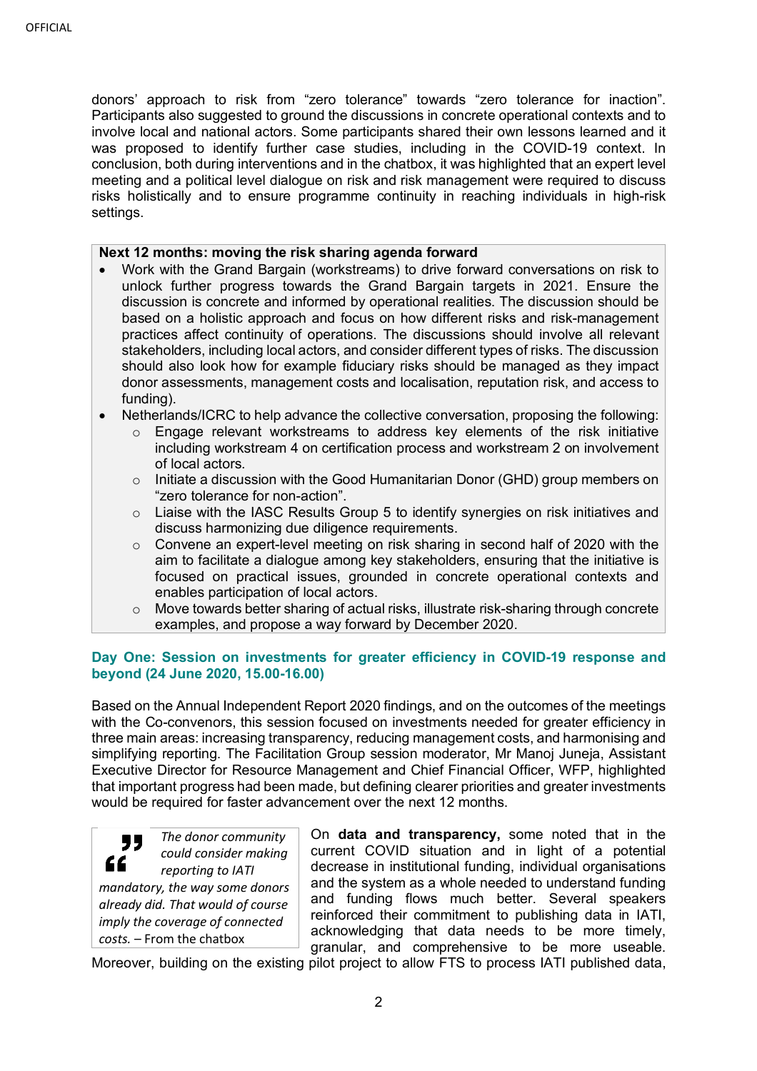donors' approach to risk from "zero tolerance" towards "zero tolerance for inaction". Participants also suggested to ground the discussions in concrete operational contexts and to involve local and national actors. Some participants shared their own lessons learned and it was proposed to identify further case studies, including in the COVID-19 context. In conclusion, both during interventions and in the chatbox, it was highlighted that an expert level meeting and a political level dialogue on risk and risk management were required to discuss risks holistically and to ensure programme continuity in reaching individuals in high-risk settings.

**Next 12 months: moving the risk sharing agenda forward**

- Work with the Grand Bargain (workstreams) to drive forward conversations on risk to unlock further progress towards the Grand Bargain targets in 2021. Ensure the discussion is concrete and informed by operational realities. The discussion should be based on a holistic approach and focus on how different risks and risk-management practices affect continuity of operations. The discussions should involve all relevant stakeholders, including local actors, and consider different types of risks. The discussion should also look how for example fiduciary risks should be managed as they impact donor assessments, management costs and localisation, reputation risk, and access to funding).
- Netherlands/ICRC to help advance the collective conversation, proposing the following:
  - Engage relevant workstreams to address key elements of the risk initiative including workstream 4 on certification process and workstream 2 on involvement of local actors.
  - Initiate a discussion with the Good Humanitarian Donor (GHD) group members on "zero tolerance for non-action".
  - Liaise with the IASC Results Group 5 to identify synergies on risk initiatives and discuss harmonizing due diligence requirements.
  - Convene an expert-level meeting on risk sharing in second half of 2020 with the aim to facilitate a dialogue among key stakeholders, ensuring that the initiative is focused on practical issues, grounded in concrete operational contexts and enables participation of local actors.
  - Move towards better sharing of actual risks, illustrate risk-sharing through concrete examples, and propose a way forward by December 2020.

### Day One: Session on investments for greater efficiency in COVID-19 response and beyond (24 June 2020, 15.00-16.00)

Based on the Annual Independent Report 2020 findings, and on the outcomes of the meetings with the Co-convenors, this session focused on investments needed for greater efficiency in three main areas: increasing transparency, reducing management costs, and harmonising and simplifying reporting. The Facilitation Group session moderator, Mr Manoj Juneja, Assistant Executive Director for Resource Management and Chief Financial Officer, WFP, highlighted that important progress had been made, but defining clearer priorities and greater investments would be required for faster advancement over the next 12 months.

> *The donor community could consider making reporting to IATI mandatory, the way some donors already did. That would of course imply the coverage of connected costs.* – From the chatbox

On **data and transparency,** some noted that in the current COVID situation and in light of a potential decrease in institutional funding, individual organisations and the system as a whole needed to understand funding and funding flows much better. Several speakers reinforced their commitment to publishing data in IATI, acknowledging that data needs to be more timely, granular, and comprehensive to be more useable. Moreover, building on the existing pilot project to allow FTS to process IATI published data,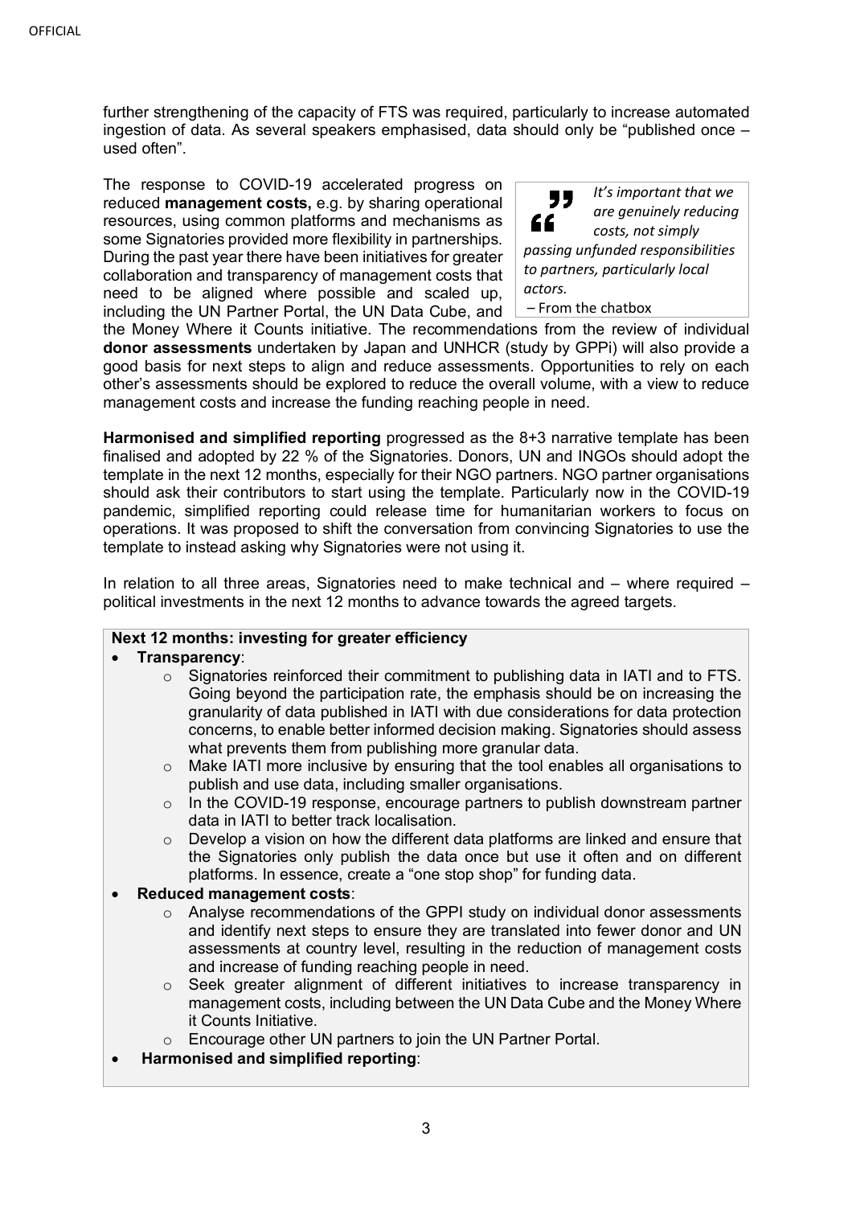further strengthening of the capacity of FTS was required, particularly to increase automated ingestion of data. As several speakers emphasised, data should only be "published once – used often".

The response to COVID-19 accelerated progress on reduced **management costs,** e.g. by sharing operational resources, using common platforms and mechanisms as some Signatories provided more flexibility in partnerships. During the past year there have been initiatives for greater collaboration and transparency of management costs that need to be aligned where possible and scaled up, including the UN Partner Portal, the UN Data Cube, and the Money Where it Counts initiative. The recommendations from the review of individual **donor assessments** undertaken by Japan and UNHCR (study by GPPi) will also provide a good basis for next steps to align and reduce assessments. Opportunities to rely on each other's assessments should be explored to reduce the overall volume, with a view to reduce management costs and increase the funding reaching people in need.

> *It's important that we are genuinely reducing costs, not simply passing unfunded responsibilities to partners, particularly local actors.*
> – From the chatbox

**Harmonised and simplified reporting** progressed as the 8+3 narrative template has been finalised and adopted by 22 % of the Signatories. Donors, UN and INGOs should adopt the template in the next 12 months, especially for their NGO partners. NGO partner organisations should ask their contributors to start using the template. Particularly now in the COVID-19 pandemic, simplified reporting could release time for humanitarian workers to focus on operations. It was proposed to shift the conversation from convincing Signatories to use the template to instead asking why Signatories were not using it.

In relation to all three areas, Signatories need to make technical and – where required – political investments in the next 12 months to advance towards the agreed targets.

**Next 12 months: investing for greater efficiency**

- **Transparency**:
  - Signatories reinforced their commitment to publishing data in IATI and to FTS. Going beyond the participation rate, the emphasis should be on increasing the granularity of data published in IATI with due considerations for data protection concerns, to enable better informed decision making. Signatories should assess what prevents them from publishing more granular data.
  - Make IATI more inclusive by ensuring that the tool enables all organisations to publish and use data, including smaller organisations.
  - In the COVID-19 response, encourage partners to publish downstream partner data in IATI to better track localisation.
  - Develop a vision on how the different data platforms are linked and ensure that the Signatories only publish the data once but use it often and on different platforms. In essence, create a "one stop shop" for funding data.
- **Reduced management costs**:
  - Analyse recommendations of the GPPI study on individual donor assessments and identify next steps to ensure they are translated into fewer donor and UN assessments at country level, resulting in the reduction of management costs and increase of funding reaching people in need.
  - Seek greater alignment of different initiatives to increase transparency in management costs, including between the UN Data Cube and the Money Where it Counts Initiative.
  - Encourage other UN partners to join the UN Partner Portal.
- **Harmonised and simplified reporting**: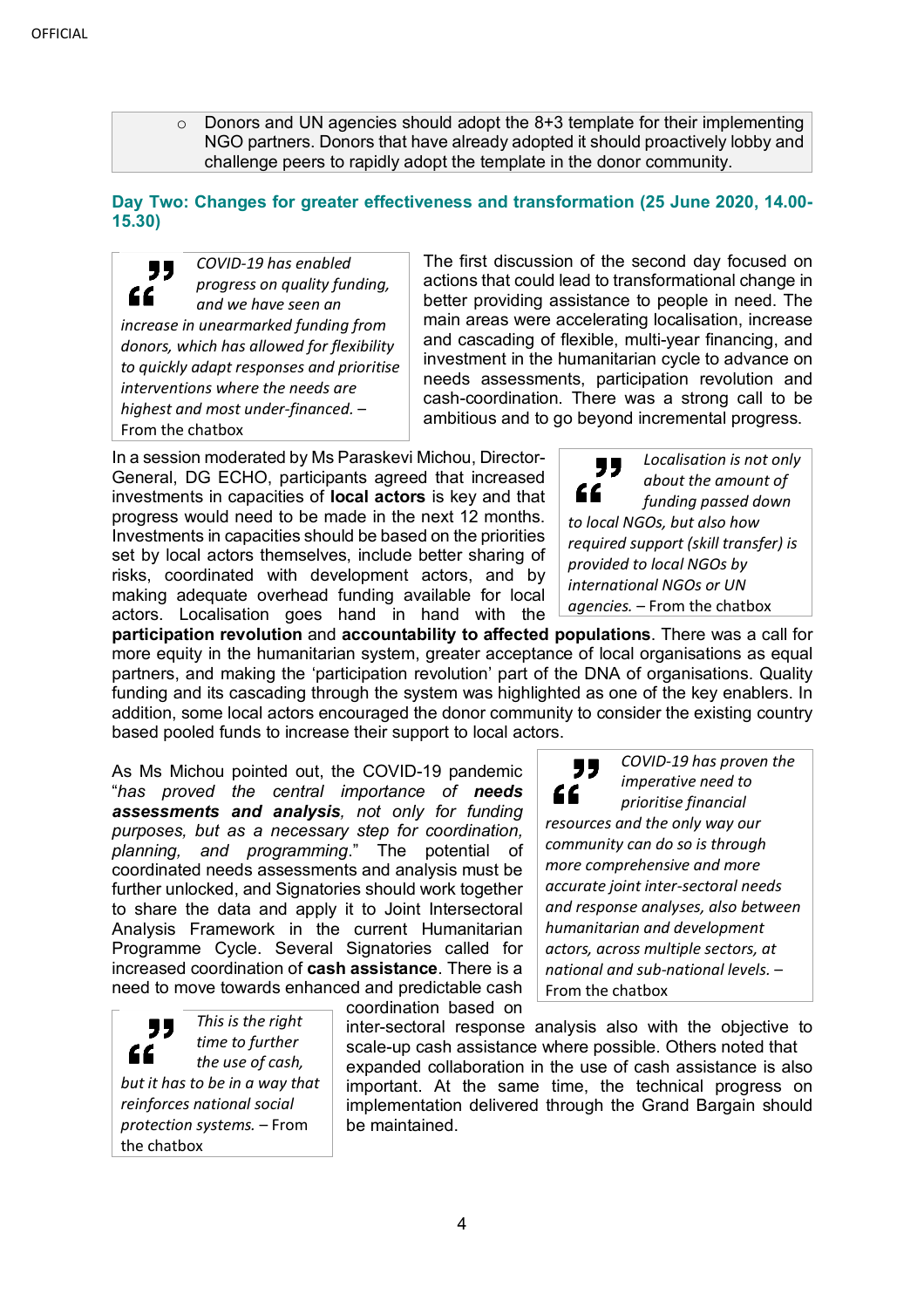- Donors and UN agencies should adopt the 8+3 template for their implementing NGO partners. Donors that have already adopted it should proactively lobby and challenge peers to rapidly adopt the template in the donor community.

## Day Two: Changes for greater effectiveness and transformation (25 June 2020, 14.00-15.30)

> *COVID-19 has enabled progress on quality funding, and we have seen an increase in unearmarked funding from donors, which has allowed for flexibility to quickly adapt responses and prioritise interventions where the needs are highest and most under-financed.* – From the chatbox

The first discussion of the second day focused on actions that could lead to transformational change in better providing assistance to people in need. The main areas were accelerating localisation, increase and cascading of flexible, multi-year financing, and investment in the humanitarian cycle to advance on needs assessments, participation revolution and cash-coordination. There was a strong call to be ambitious and to go beyond incremental progress.

> *Localisation is not only about the amount of funding passed down to local NGOs, but also how required support (skill transfer) is provided to local NGOs by international NGOs or UN agencies.* – From the chatbox

In a session moderated by Ms Paraskevi Michou, Director-General, DG ECHO, participants agreed that increased investments in capacities of **local actors** is key and that progress would need to be made in the next 12 months. Investments in capacities should be based on the priorities set by local actors themselves, include better sharing of risks, coordinated with development actors, and by making adequate overhead funding available for local actors. Localisation goes hand in hand with the **participation revolution** and **accountability to affected populations**. There was a call for more equity in the humanitarian system, greater acceptance of local organisations as equal partners, and making the 'participation revolution' part of the DNA of organisations. Quality funding and its cascading through the system was highlighted as one of the key enablers. In addition, some local actors encouraged the donor community to consider the existing country based pooled funds to increase their support to local actors.

> *COVID-19 has proven the imperative need to prioritise financial resources and the only way our community can do so is through more comprehensive and more accurate joint inter-sectoral needs and response analyses, also between humanitarian and development actors, across multiple sectors, at national and sub-national levels.* – From the chatbox

As Ms Michou pointed out, the COVID-19 pandemic "*has proved the central importance of **needs assessments and analysis**, not only for funding purposes, but as a necessary step for coordination, planning, and programming*." The potential of coordinated needs assessments and analysis must be further unlocked, and Signatories should work together to share the data and apply it to Joint Intersectoral Analysis Framework in the current Humanitarian Programme Cycle. Several Signatories called for increased coordination of **cash assistance**. There is a need to move towards enhanced and predictable cash coordination based on inter-sectoral response analysis also with the objective to scale-up cash assistance where possible. Others noted that expanded collaboration in the use of cash assistance is also important. At the same time, the technical progress on implementation delivered through the Grand Bargain should be maintained.

> *This is the right time to further the use of cash, but it has to be in a way that reinforces national social protection systems.* – From the chatbox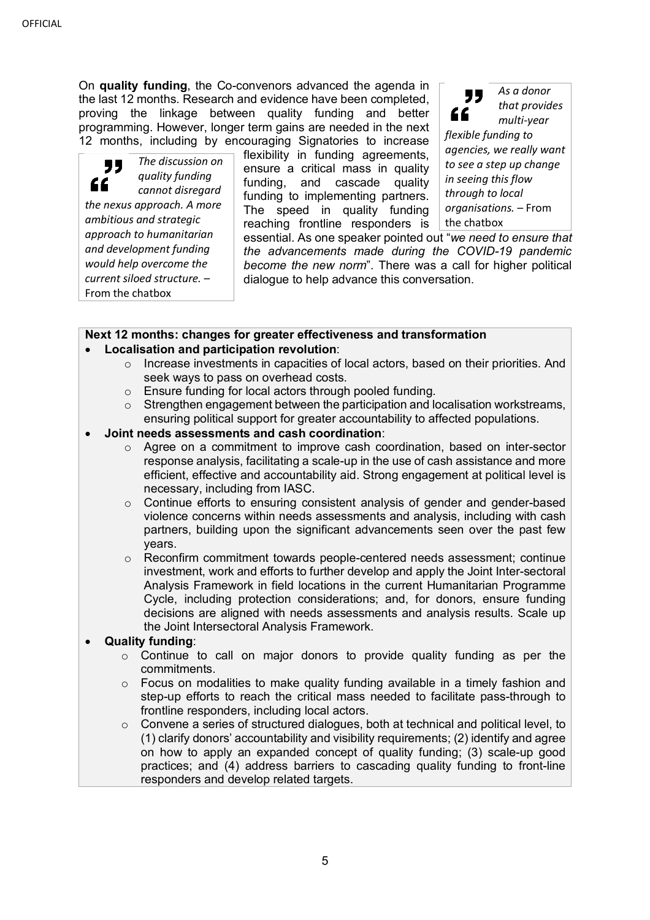On **quality funding**, the Co-convenors advanced the agenda in the last 12 months. Research and evidence have been completed, proving the linkage between quality funding and better programming. However, longer term gains are needed in the next 12 months, including by encouraging Signatories to increase flexibility in funding agreements, ensure a critical mass in quality funding, and cascade quality funding to implementing partners. The speed in quality funding reaching frontline responders is essential. As one speaker pointed out "*we need to ensure that the advancements made during the COVID-19 pandemic become the new norm*". There was a call for higher political dialogue to help advance this conversation.

> *The discussion on quality funding cannot disregard the nexus approach. A more ambitious and strategic approach to humanitarian and development funding would help overcome the current siloed structure.* – From the chatbox

> *As a donor that provides multi-year flexible funding to agencies, we really want to see a step up change in seeing this flow through to local organisations.* – From the chatbox

**Next 12 months: changes for greater effectiveness and transformation**

- **Localisation and participation revolution**:
  - Increase investments in capacities of local actors, based on their priorities. And seek ways to pass on overhead costs.
  - Ensure funding for local actors through pooled funding.
  - Strengthen engagement between the participation and localisation workstreams, ensuring political support for greater accountability to affected populations.
- **Joint needs assessments and cash coordination**:
  - Agree on a commitment to improve cash coordination, based on inter-sector response analysis, facilitating a scale-up in the use of cash assistance and more efficient, effective and accountability aid. Strong engagement at political level is necessary, including from IASC.
  - Continue efforts to ensuring consistent analysis of gender and gender-based violence concerns within needs assessments and analysis, including with cash partners, building upon the significant advancements seen over the past few years.
  - Reconfirm commitment towards people-centered needs assessment; continue investment, work and efforts to further develop and apply the Joint Inter-sectoral Analysis Framework in field locations in the current Humanitarian Programme Cycle, including protection considerations; and, for donors, ensure funding decisions are aligned with needs assessments and analysis results. Scale up the Joint Intersectoral Analysis Framework.
- **Quality funding**:
  - Continue to call on major donors to provide quality funding as per the commitments.
  - Focus on modalities to make quality funding available in a timely fashion and step-up efforts to reach the critical mass needed to facilitate pass-through to frontline responders, including local actors.
  - Convene a series of structured dialogues, both at technical and political level, to (1) clarify donors' accountability and visibility requirements; (2) identify and agree on how to apply an expanded concept of quality funding; (3) scale-up good practices; and (4) address barriers to cascading quality funding to front-line responders and develop related targets.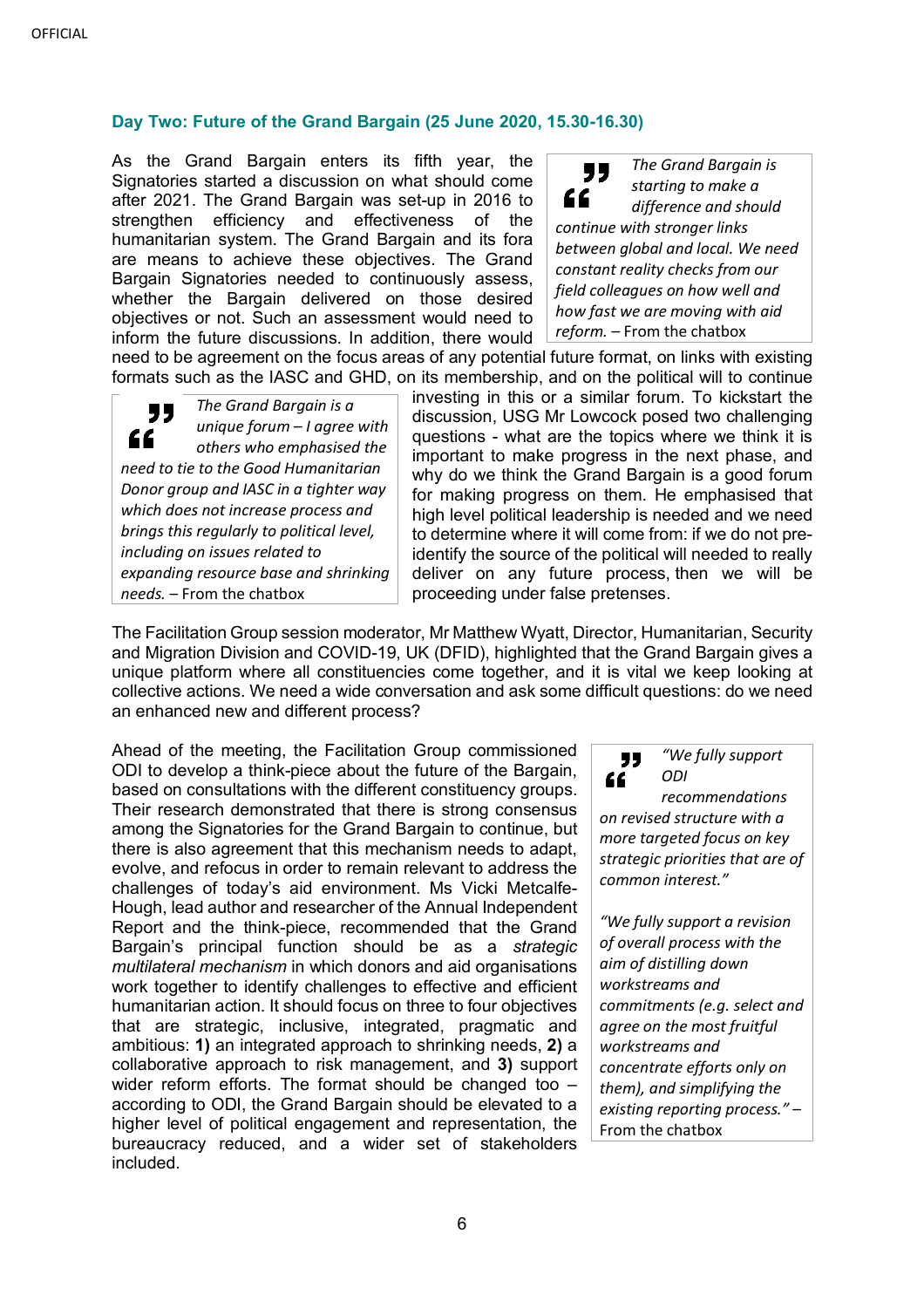### Day Two: Future of the Grand Bargain (25 June 2020, 15.30-16.30)

As the Grand Bargain enters its fifth year, the Signatories started a discussion on what should come after 2021. The Grand Bargain was set-up in 2016 to strengthen efficiency and effectiveness of the humanitarian system. The Grand Bargain and its fora are means to achieve these objectives. The Grand Bargain Signatories needed to continuously assess, whether the Bargain delivered on those desired objectives or not. Such an assessment would need to inform the future discussions. In addition, there would need to be agreement on the focus areas of any potential future format, on links with existing formats such as the IASC and GHD, on its membership, and on the political will to continue investing in this or a similar forum. To kickstart the discussion, USG Mr Lowcock posed two challenging questions - what are the topics where we think it is important to make progress in the next phase, and why do we think the Grand Bargain is a good forum for making progress on them. He emphasised that high level political leadership is needed and we need to determine where it will come from: if we do not pre-identify the source of the political will needed to really deliver on any future process, then we will be proceeding under false pretenses.

> *The Grand Bargain is starting to make a difference and should continue with stronger links between global and local. We need constant reality checks from our field colleagues on how well and how fast we are moving with aid reform.* – From the chatbox

> *The Grand Bargain is a unique forum – I agree with others who emphasised the need to tie to the Good Humanitarian Donor group and IASC in a tighter way which does not increase process and brings this regularly to political level, including on issues related to expanding resource base and shrinking needs.* – From the chatbox

The Facilitation Group session moderator, Mr Matthew Wyatt, Director, Humanitarian, Security and Migration Division and COVID-19, UK (DFID), highlighted that the Grand Bargain gives a unique platform where all constituencies come together, and it is vital we keep looking at collective actions. We need a wide conversation and ask some difficult questions: do we need an enhanced new and different process?

Ahead of the meeting, the Facilitation Group commissioned ODI to develop a think-piece about the future of the Bargain, based on consultations with the different constituency groups. Their research demonstrated that there is strong consensus among the Signatories for the Grand Bargain to continue, but there is also agreement that this mechanism needs to adapt, evolve, and refocus in order to remain relevant to address the challenges of today's aid environment. Ms Vicki Metcalfe-Hough, lead author and researcher of the Annual Independent Report and the think-piece, recommended that the Grand Bargain's principal function should be as a *strategic multilateral mechanism* in which donors and aid organisations work together to identify challenges to effective and efficient humanitarian action. It should focus on three to four objectives that are strategic, inclusive, integrated, pragmatic and ambitious: **1)** an integrated approach to shrinking needs, **2)** a collaborative approach to risk management, and **3)** support wider reform efforts. The format should be changed too – according to ODI, the Grand Bargain should be elevated to a higher level of political engagement and representation, the bureaucracy reduced, and a wider set of stakeholders included.

> *"We fully support ODI recommendations on revised structure with a more targeted focus on key strategic priorities that are of common interest."*
>
> *"We fully support a revision of overall process with the aim of distilling down workstreams and commitments (e.g. select and agree on the most fruitful workstreams and concentrate efforts only on them), and simplifying the existing reporting process."* – From the chatbox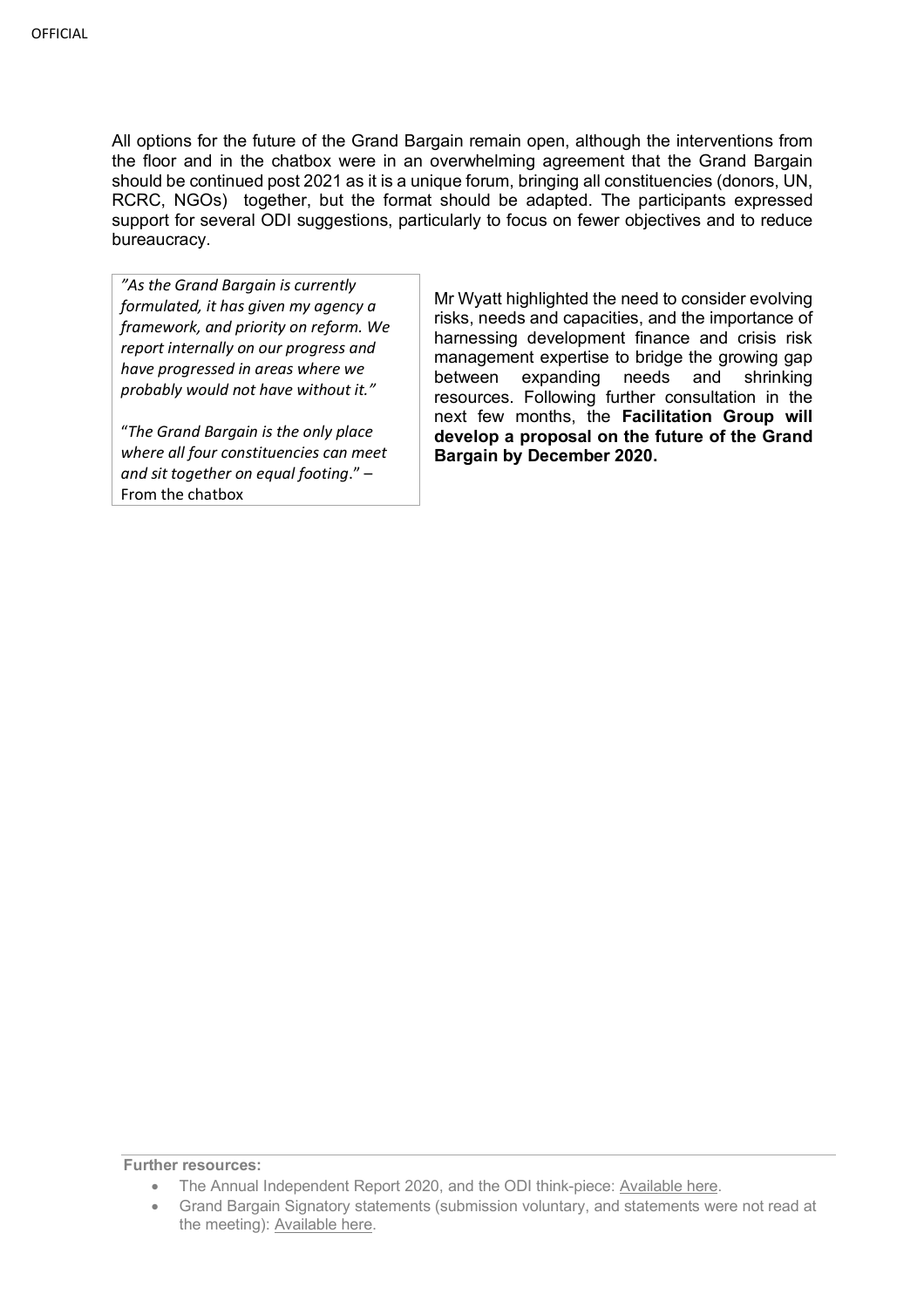All options for the future of the Grand Bargain remain open, although the interventions from the floor and in the chatbox were in an overwhelming agreement that the Grand Bargain should be continued post 2021 as it is a unique forum, bringing all constituencies (donors, UN, RCRC, NGOs) together, but the format should be adapted. The participants expressed support for several ODI suggestions, particularly to focus on fewer objectives and to reduce bureaucracy.

> *"As the Grand Bargain is currently formulated, it has given my agency a framework, and priority on reform. We report internally on our progress and have progressed in areas where we probably would not have without it."*
>
> "*The Grand Bargain is the only place where all four constituencies can meet and sit together on equal footing*." – From the chatbox

Mr Wyatt highlighted the need to consider evolving risks, needs and capacities, and the importance of harnessing development finance and crisis risk management expertise to bridge the growing gap between expanding needs and shrinking resources. Following further consultation in the next few months, the **Facilitation Group will develop a proposal on the future of the Grand Bargain by December 2020.**

---

**Further resources:**

- The Annual Independent Report 2020, and the ODI think-piece: Available here.
- Grand Bargain Signatory statements (submission voluntary, and statements were not read at the meeting): Available here.